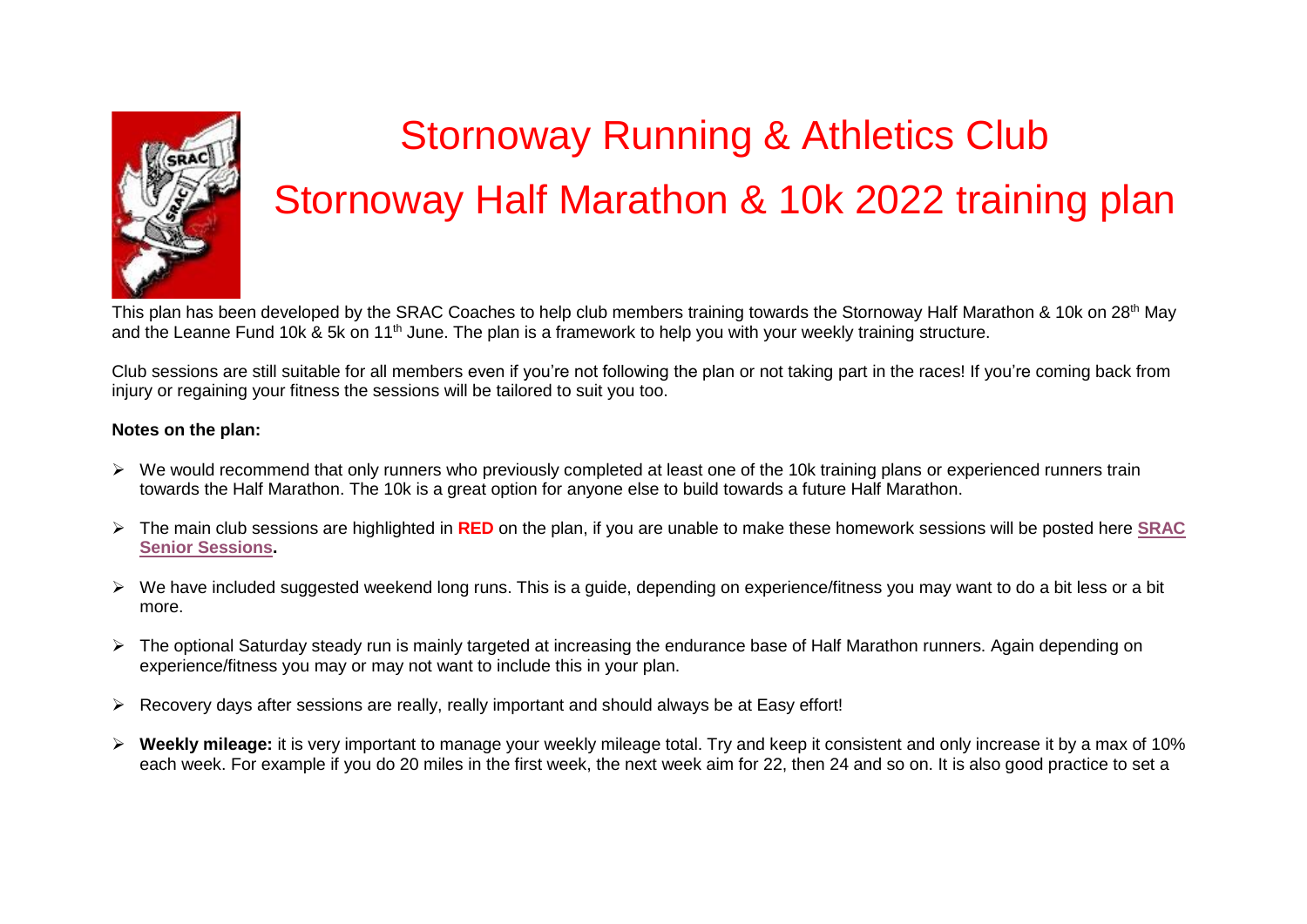# Stornoway Running & Athletics Club

# Stornoway Half Marathon & 10k 2022 training plan

This plan has been developed by the SRAC Coaches to help club members training towards the Stornoway Half Marathon & 10k on 28th May and the Leanne Fund 10k & 5k on 11th June. The plan is a framework to help you with your weekly training structure.

Club sessions are still suitable for all members even if you're not following the plan or not taking part in the races! If you're coming back from injury or regaining your fitness the sessions will be tailored to suit you too.

**Notes on the plan:**

- We would recommend that only runners who previously completed at least one of the 10k training plans or experienced runners train towards the Half Marathon. The 10k is a great option for anyone else to build towards a future Half Marathon.
- The main club sessions are highlighted in **RED** on the plan, if you are unable to make these homework sessions will be posted here **SRAC Senior Sessions.**
- We have included suggested weekend long runs. This is a guide, depending on experience/fitness you may want to do a bit less or a bit more.
- The optional Saturday steady run is mainly targeted at increasing the endurance base of Half Marathon runners. Again depending on experience/fitness you may or may not want to include this in your plan.
- Recovery days after sessions are really, really important and should always be at Easy effort!
- **Weekly mileage:** it is very important to manage your weekly mileage total. Try and keep it consistent and only increase it by a max of 10% each week. For example if you do 20 miles in the first week, the next week aim for 22, then 24 and so on. It is also good practice to set a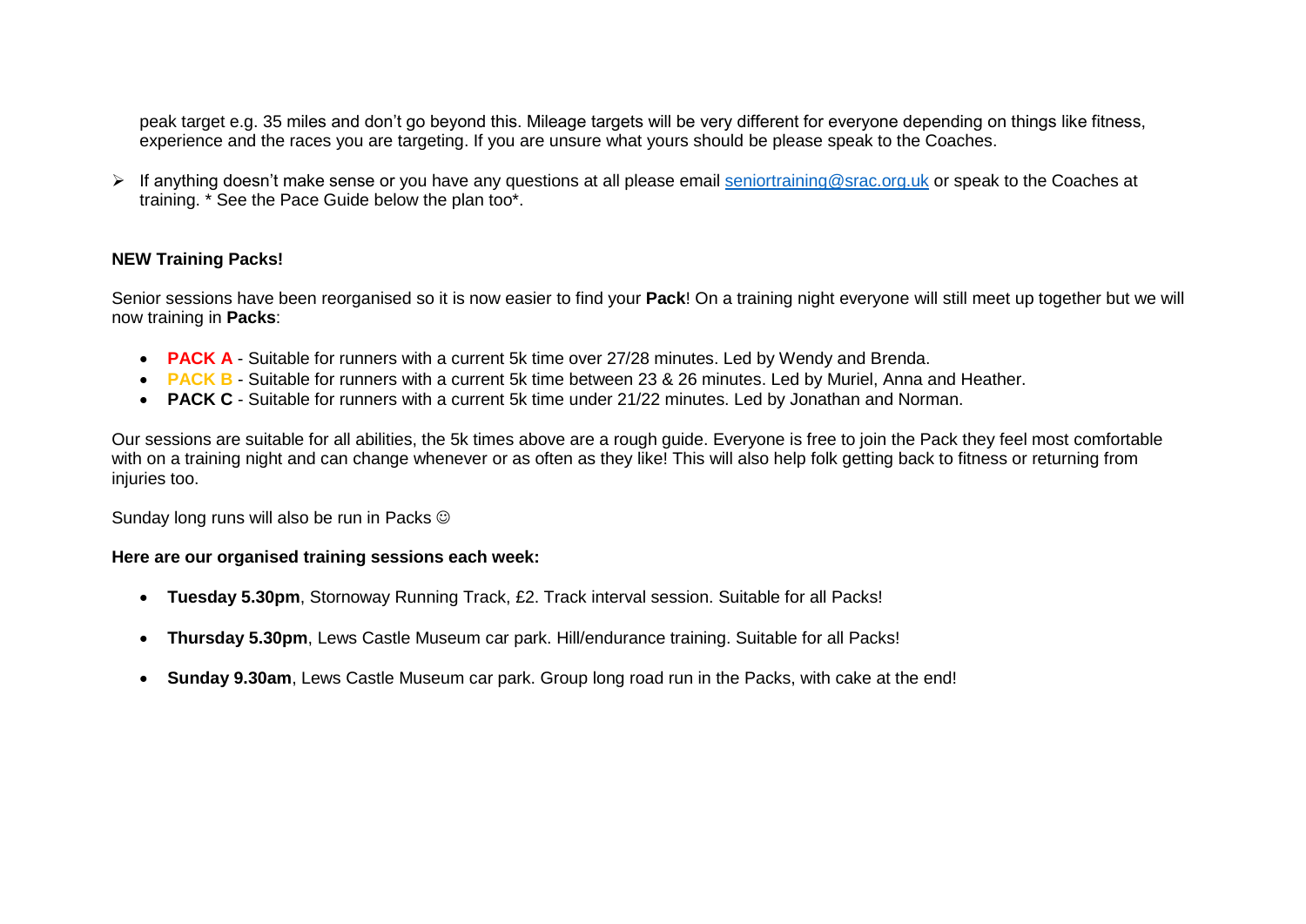peak target e.g. 35 miles and don't go beyond this. Mileage targets will be very different for everyone depending on things like fitness, experience and the races you are targeting. If you are unsure what yours should be please speak to the Coaches.

- If anything doesn't make sense or you have any questions at all please email [seniortraining@srac.org.uk](mailto:seniortraining@srac.org.uk) or speak to the Coaches at training. * See the Pace Guide below the plan too*.

**NEW Training Packs!**

Senior sessions have been reorganised so it is now easier to find your **Pack**! On a training night everyone will still meet up together but we will now training in **Packs**:

- **PACK A** - Suitable for runners with a current 5k time over 27/28 minutes. Led by Wendy and Brenda.
- **PACK B** - Suitable for runners with a current 5k time between 23 & 26 minutes. Led by Muriel, Anna and Heather.
- **PACK C** - Suitable for runners with a current 5k time under 21/22 minutes. Led by Jonathan and Norman.

Our sessions are suitable for all abilities, the 5k times above are a rough guide. Everyone is free to join the Pack they feel most comfortable with on a training night and can change whenever or as often as they like! This will also help folk getting back to fitness or returning from injuries too.

Sunday long runs will also be run in Packs ☺

**Here are our organised training sessions each week:**

- **Tuesday 5.30pm**, Stornoway Running Track, £2. Track interval session. Suitable for all Packs!
- **Thursday 5.30pm**, Lews Castle Museum car park. Hill/endurance training. Suitable for all Packs!
- **Sunday 9.30am**, Lews Castle Museum car park. Group long road run in the Packs, with cake at the end!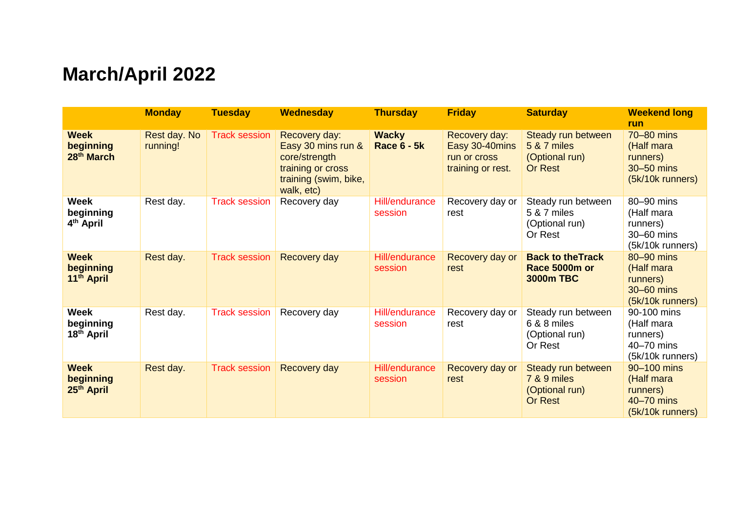# March/April 2022

| | Monday | Tuesday | Wednesday | Thursday | Friday | Saturday | Weekend long run |
|---|---|---|---|---|---|---|---|
| **Week beginning 28th March** | Rest day. No running! | Track session | Recovery day: Easy 30 mins run & core/strength training or cross training (swim, bike, walk, etc) | **Wacky Race 6 - 5k** | Recovery day: Easy 30-40mins run or cross training or rest. | Steady run between 5 & 7 miles (Optional run) Or Rest | 70–80 mins (Half mara runners) 30–50 mins (5k/10k runners) |
| **Week beginning 4th April** | Rest day. | Track session | Recovery day | Hill/endurance session | Recovery day or rest | Steady run between 5 & 7 miles (Optional run) Or Rest | 80–90 mins (Half mara runners) 30–60 mins (5k/10k runners) |
| **Week beginning 11th April** | Rest day. | Track session | Recovery day | Hill/endurance session | Recovery day or rest | **Back to theTrack Race 5000m or 3000m TBC** | 80–90 mins (Half mara runners) 30–60 mins (5k/10k runners) |
| **Week beginning 18th April** | Rest day. | Track session | Recovery day | Hill/endurance session | Recovery day or rest | Steady run between 6 & 8 miles (Optional run) Or Rest | 90-100 mins (Half mara runners) 40–70 mins (5k/10k runners) |
| **Week beginning 25th April** | Rest day. | Track session | Recovery day | Hill/endurance session | Recovery day or rest | Steady run between 7 & 9 miles (Optional run) Or Rest | 90–100 mins (Half mara runners) 40–70 mins (5k/10k runners) |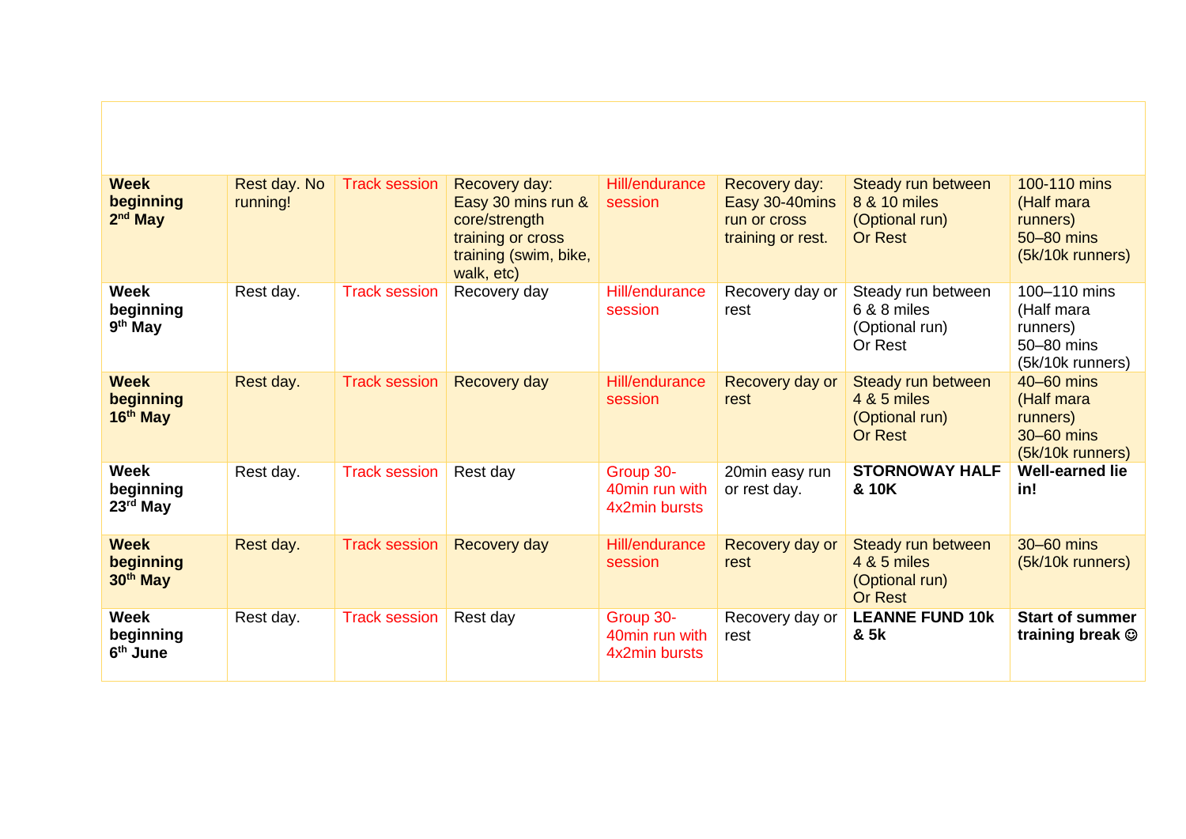| | | | | | | | |
|---|---|---|---|---|---|---|---|
| **Week beginning 2nd May** | Rest day. No running! | Track session | Recovery day: Easy 30 mins run & core/strength training or cross training (swim, bike, walk, etc) | Hill/endurance session | Recovery day: Easy 30-40mins run or cross training or rest. | Steady run between 8 & 10 miles (Optional run) Or Rest | 100-110 mins (Half mara runners) 50–80 mins (5k/10k runners) |
| **Week beginning 9th May** | Rest day. | Track session | Recovery day | Hill/endurance session | Recovery day or rest | Steady run between 6 & 8 miles (Optional run) Or Rest | 100–110 mins (Half mara runners) 50–80 mins (5k/10k runners) |
| **Week beginning 16th May** | Rest day. | Track session | Recovery day | Hill/endurance session | Recovery day or rest | Steady run between 4 & 5 miles (Optional run) Or Rest | 40–60 mins (Half mara runners) 30–60 mins (5k/10k runners) |
| **Week beginning 23rd May** | Rest day. | Track session | Rest day | Group 30-40min run with 4x2min bursts | 20min easy run or rest day. | **STORNOWAY HALF & 10K** | **Well-earned lie in!** |
| **Week beginning 30th May** | Rest day. | Track session | Recovery day | Hill/endurance session | Recovery day or rest | Steady run between 4 & 5 miles (Optional run) Or Rest | 30–60 mins (5k/10k runners) |
| **Week beginning 6th June** | Rest day. | Track session | Rest day | Group 30-40min run with 4x2min bursts | Recovery day or rest | **LEANNE FUND 10k & 5k** | **Start of summer training break ☺** |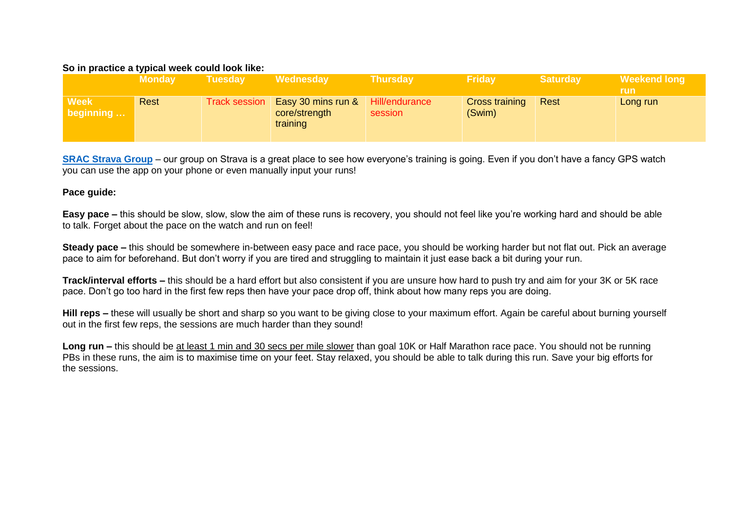**So in practice a typical week could look like:**

| | Monday | Tuesday | Wednesday | Thursday | Friday | Saturday | Weekend long run |
|---|---|---|---|---|---|---|---|
| **Week beginning …** | Rest | Track session | Easy 30 mins run & core/strength training | Hill/endurance session | Cross training (Swim) | Rest | Long run |

**SRAC Strava Group** – our group on Strava is a great place to see how everyone's training is going. Even if you don't have a fancy GPS watch you can use the app on your phone or even manually input your runs!

**Pace guide:**

**Easy pace –** this should be slow, slow, slow the aim of these runs is recovery, you should not feel like you're working hard and should be able to talk. Forget about the pace on the watch and run on feel!

**Steady pace –** this should be somewhere in-between easy pace and race pace, you should be working harder but not flat out. Pick an average pace to aim for beforehand. But don't worry if you are tired and struggling to maintain it just ease back a bit during your run.

**Track/interval efforts –** this should be a hard effort but also consistent if you are unsure how hard to push try and aim for your 3K or 5K race pace. Don't go too hard in the first few reps then have your pace drop off, think about how many reps you are doing.

**Hill reps –** these will usually be short and sharp so you want to be giving close to your maximum effort. Again be careful about burning yourself out in the first few reps, the sessions are much harder than they sound!

**Long run –** this should be at least 1 min and 30 secs per mile slower than goal 10K or Half Marathon race pace. You should not be running PBs in these runs, the aim is to maximise time on your feet. Stay relaxed, you should be able to talk during this run. Save your big efforts for the sessions.